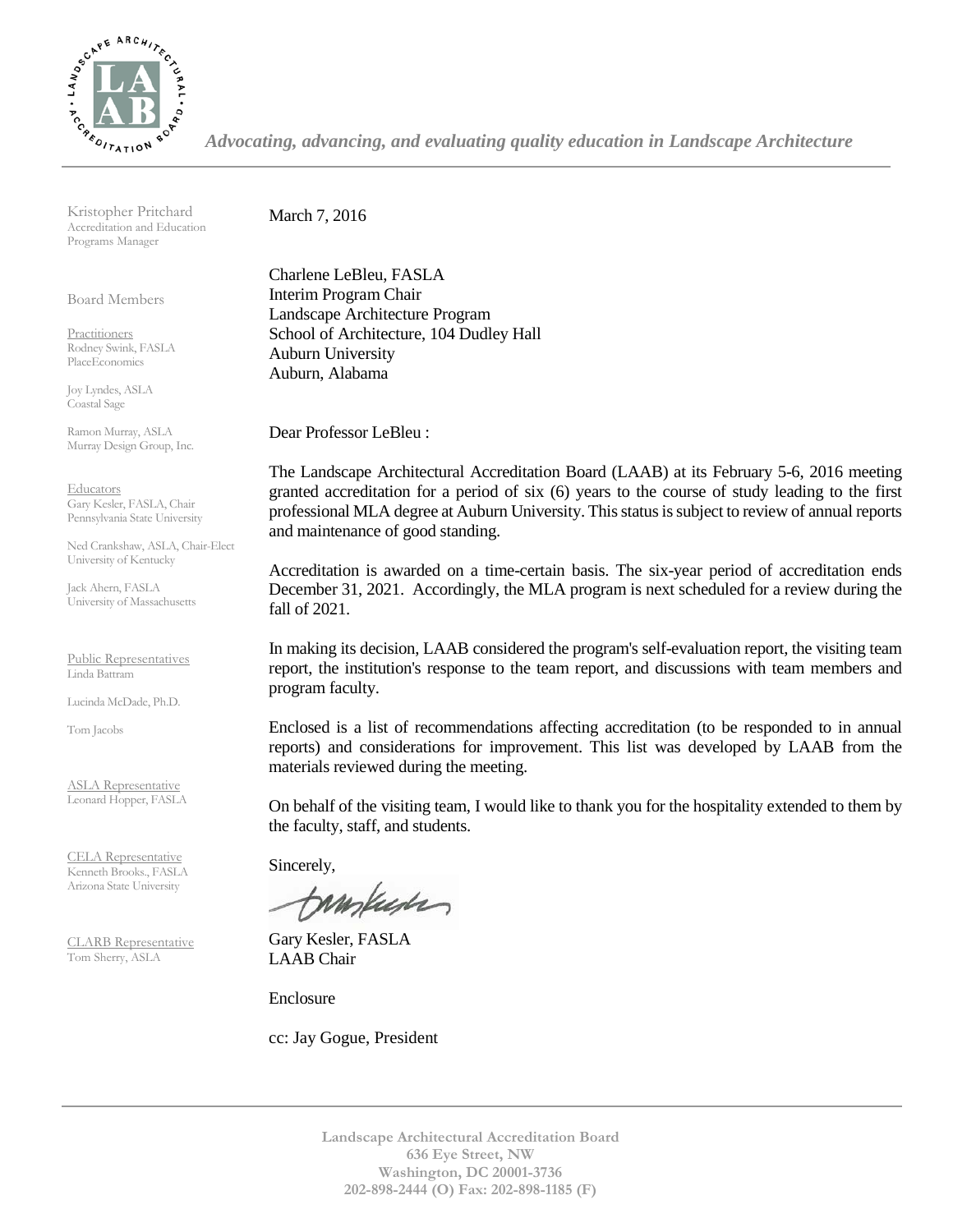*Advocating, advancing, and evaluating quality education in Landscape Architecture*

Kristopher Pritchard
Accreditation and Education Programs Manager

Board Members

Practitioners
Rodney Swink, FASLA
PlaceEconomics

Joy Lyndes, ASLA
Coastal Sage

Ramon Murray, ASLA
Murray Design Group, Inc.

Educators
Gary Kesler, FASLA, Chair
Pennsylvania State University

Ned Crankshaw, ASLA, Chair-Elect
University of Kentucky

Jack Ahern, FASLA
University of Massachusetts

Public Representatives
Linda Battram

Lucinda McDade, Ph.D.

Tom Jacobs

ASLA Representative
Leonard Hopper, FASLA

CELA Representative
Kenneth Brooks., FASLA
Arizona State University

CLARB Representative
Tom Sherry, ASLA

March 7, 2016

Charlene LeBleu, FASLA
Interim Program Chair
Landscape Architecture Program
School of Architecture, 104 Dudley Hall
Auburn University
Auburn, Alabama

Dear Professor LeBleu :

The Landscape Architectural Accreditation Board (LAAB) at its February 5-6, 2016 meeting granted accreditation for a period of six (6) years to the course of study leading to the first professional MLA degree at Auburn University. This status is subject to review of annual reports and maintenance of good standing.

Accreditation is awarded on a time-certain basis. The six-year period of accreditation ends December 31, 2021. Accordingly, the MLA program is next scheduled for a review during the fall of 2021.

In making its decision, LAAB considered the program's self-evaluation report, the visiting team report, the institution's response to the team report, and discussions with team members and program faculty.

Enclosed is a list of recommendations affecting accreditation (to be responded to in annual reports) and considerations for improvement. This list was developed by LAAB from the materials reviewed during the meeting.

On behalf of the visiting team, I would like to thank you for the hospitality extended to them by the faculty, staff, and students.

Sincerely,

Gary Kesler, FASLA
LAAB Chair

Enclosure

cc: Jay Gogue, President

**Landscape Architectural Accreditation Board**
**636 Eye Street, NW**
**Washington, DC 20001-3736**
**202-898-2444 (O) Fax: 202-898-1185 (F)**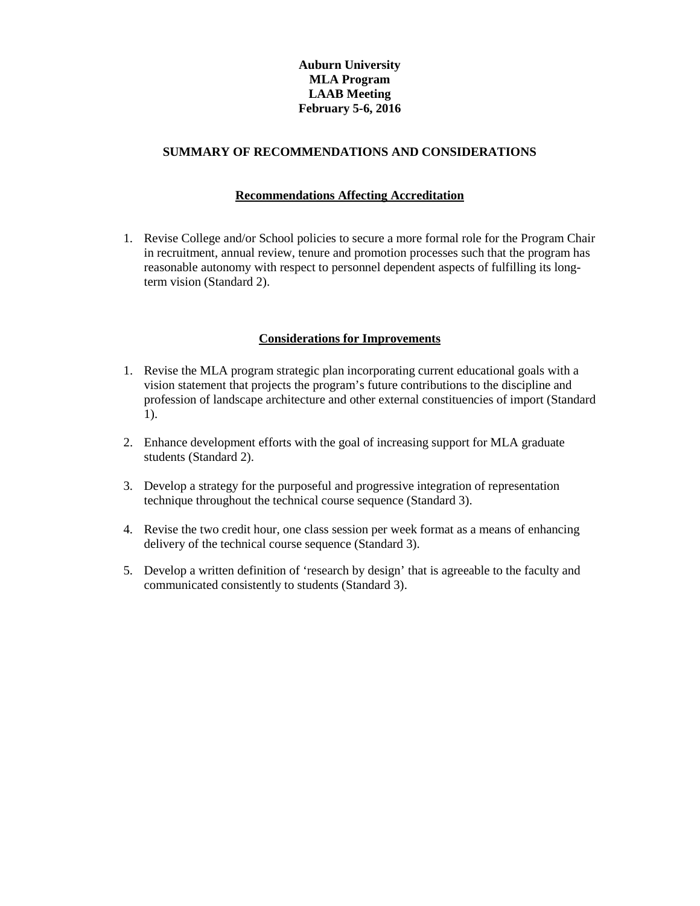**Auburn University**
**MLA Program**
**LAAB Meeting**
**February 5-6, 2016**

## SUMMARY OF RECOMMENDATIONS AND CONSIDERATIONS

### Recommendations Affecting Accreditation

1. Revise College and/or School policies to secure a more formal role for the Program Chair in recruitment, annual review, tenure and promotion processes such that the program has reasonable autonomy with respect to personnel dependent aspects of fulfilling its long-term vision (Standard 2).

### Considerations for Improvements

1. Revise the MLA program strategic plan incorporating current educational goals with a vision statement that projects the program's future contributions to the discipline and profession of landscape architecture and other external constituencies of import (Standard 1).
2. Enhance development efforts with the goal of increasing support for MLA graduate students (Standard 2).
3. Develop a strategy for the purposeful and progressive integration of representation technique throughout the technical course sequence (Standard 3).
4. Revise the two credit hour, one class session per week format as a means of enhancing delivery of the technical course sequence (Standard 3).
5. Develop a written definition of 'research by design' that is agreeable to the faculty and communicated consistently to students (Standard 3).